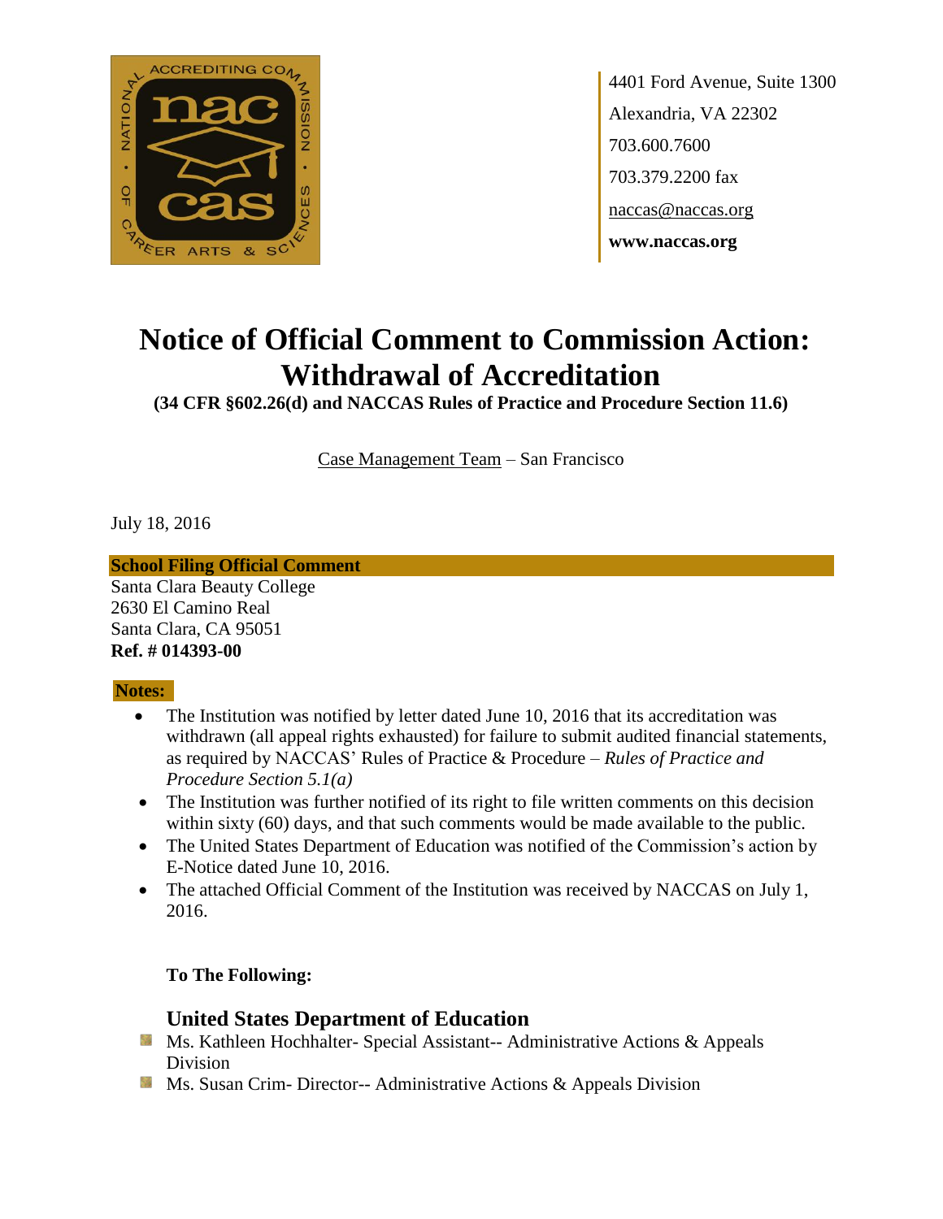4401 Ford Avenue, Suite 1300
Alexandria, VA 22302
703.600.7600
703.379.2200 fax
naccas@naccas.org
**www.naccas.org**

# Notice of Official Comment to Commission Action: Withdrawal of Accreditation

**(34 CFR §602.26(d) and NACCAS Rules of Practice and Procedure Section 11.6)**

Case Management Team – San Francisco

July 18, 2016

**School Filing Official Comment**

Santa Clara Beauty College
2630 El Camino Real
Santa Clara, CA 95051
**Ref. # 014393-00**

**Notes:**

- The Institution was notified by letter dated June 10, 2016 that its accreditation was withdrawn (all appeal rights exhausted) for failure to submit audited financial statements, as required by NACCAS' Rules of Practice & Procedure – *Rules of Practice and Procedure Section 5.1(a)*
- The Institution was further notified of its right to file written comments on this decision within sixty (60) days, and that such comments would be made available to the public.
- The United States Department of Education was notified of the Commission's action by E-Notice dated June 10, 2016.
- The attached Official Comment of the Institution was received by NACCAS on July 1, 2016.

**To The Following:**

### United States Department of Education

- Ms. Kathleen Hochhalter- Special Assistant-- Administrative Actions & Appeals Division
- Ms. Susan Crim- Director-- Administrative Actions & Appeals Division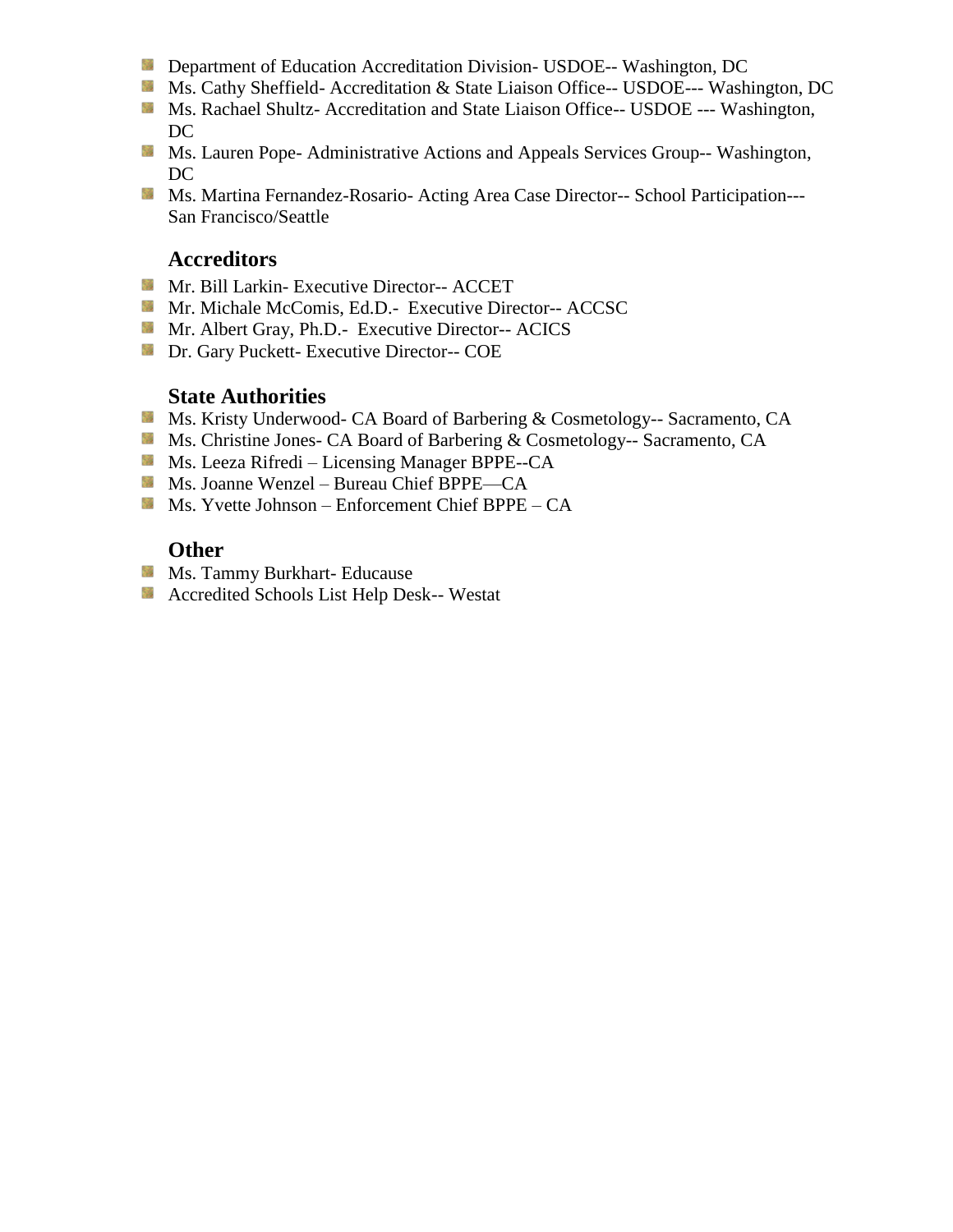- Department of Education Accreditation Division- USDOE-- Washington, DC
- Ms. Cathy Sheffield- Accreditation & State Liaison Office-- USDOE--- Washington, DC
- Ms. Rachael Shultz- Accreditation and State Liaison Office-- USDOE --- Washington, DC
- Ms. Lauren Pope- Administrative Actions and Appeals Services Group-- Washington, DC
- Ms. Martina Fernandez-Rosario- Acting Area Case Director-- School Participation--- San Francisco/Seattle

### Accreditors

- Mr. Bill Larkin- Executive Director-- ACCET
- Mr. Michale McComis, Ed.D.- Executive Director-- ACCSC
- Mr. Albert Gray, Ph.D.- Executive Director-- ACICS
- Dr. Gary Puckett- Executive Director-- COE

### State Authorities

- Ms. Kristy Underwood- CA Board of Barbering & Cosmetology-- Sacramento, CA
- Ms. Christine Jones- CA Board of Barbering & Cosmetology-- Sacramento, CA
- Ms. Leeza Rifredi – Licensing Manager BPPE--CA
- Ms. Joanne Wenzel – Bureau Chief BPPE—CA
- Ms. Yvette Johnson – Enforcement Chief BPPE – CA

### Other

- Ms. Tammy Burkhart- Educause
- Accredited Schools List Help Desk-- Westat